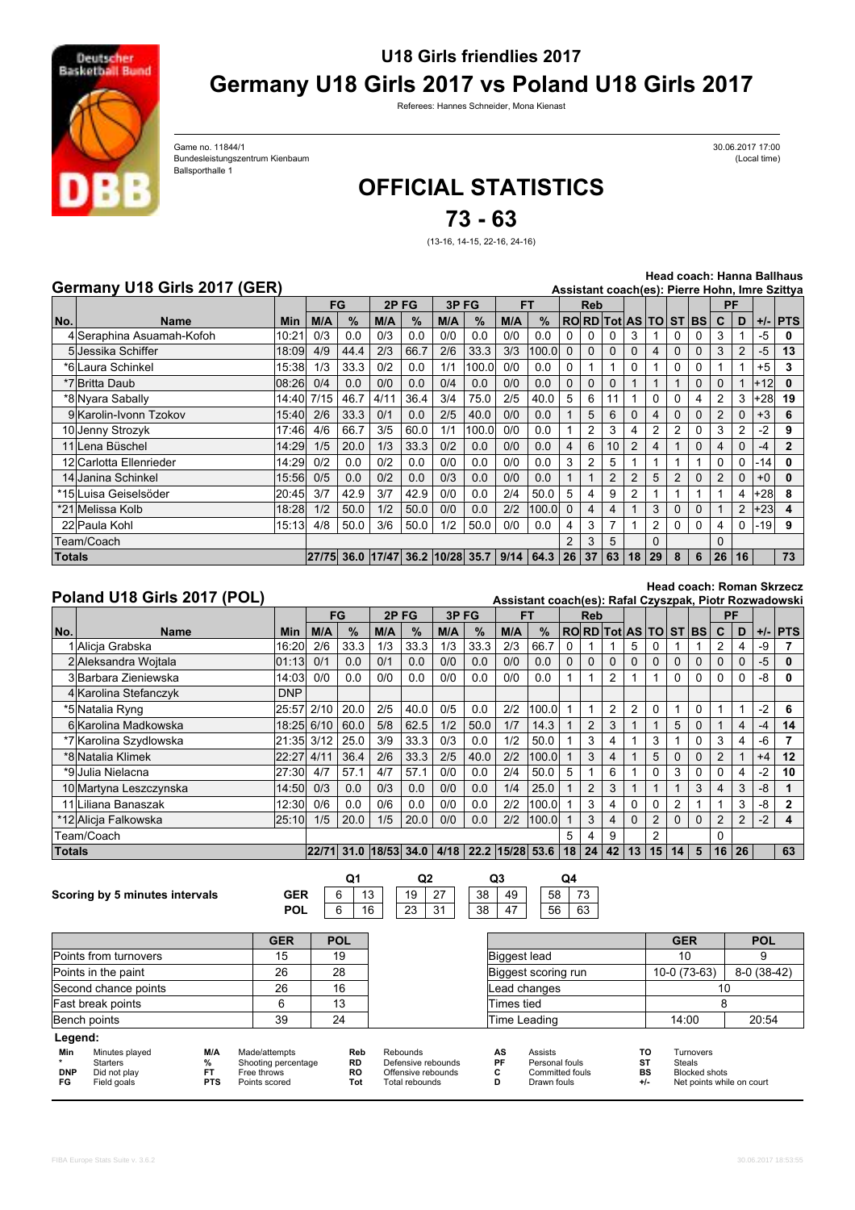# U18 Girls friendlies 2017

# Germany U18 Girls 2017 vs Poland U18 Girls 2017

Referees: Hannes Schneider, Mona Kienast

Game no. 11844/1
Bundesleistungszentrum Kienbaum
Ballsporthalle 1

30.06.2017 17:00
(Local time)

## OFFICIAL STATISTICS

## 73 - 63

(13-16, 14-15, 22-16, 24-16)

### Germany U18 Girls 2017 (GER)

Head coach: Hanna Ballhaus
Assistant coach(es): Pierre Hohn, Imre Szittya

| No. | Name | Min | FG | | 2P FG | | 3P FG | | FT | | Reb | | | AS | TO | ST | BS | PF | | +/- | PTS |
|---|---|---|---|---|---|---|---|---|---|---|---|---|---|---|---|---|---|---|---|---|---|
| | | | M/A | % | M/A | % | M/A | % | M/A | % | RO | RD | Tot | | | | | C | D | | |
| 4 | Seraphina Asuamah-Kofoh | 10:21 | 0/3 | 0.0 | 0/3 | 0.0 | 0/0 | 0.0 | 0/0 | 0.0 | 0 | 0 | 0 | 3 | 1 | 0 | 0 | 3 | 1 | -5 | 0 |
| 5 | Jessika Schiffer | 18:09 | 4/9 | 44.4 | 2/3 | 66.7 | 2/6 | 33.3 | 3/3 | 100.0 | 0 | 0 | 0 | 0 | 4 | 0 | 0 | 3 | 2 | -5 | 13 |
| *6 | Laura Schinkel | 15:38 | 1/3 | 33.3 | 0/2 | 0.0 | 1/1 | 100.0 | 0/0 | 0.0 | 0 | 1 | 1 | 0 | 1 | 0 | 0 | 1 | 1 | +5 | 3 |
| *7 | Britta Daub | 08:26 | 0/4 | 0.0 | 0/0 | 0.0 | 0/4 | 0.0 | 0/0 | 0.0 | 0 | 0 | 0 | 1 | 1 | 1 | 0 | 0 | 1 | +12 | 0 |
| *8 | Nyara Sabally | 14:40 | 7/15 | 46.7 | 4/11 | 36.4 | 3/4 | 75.0 | 2/5 | 40.0 | 5 | 6 | 11 | 1 | 0 | 0 | 4 | 2 | 3 | +28 | 19 |
| 9 | Karolin-Ivonn Tzokov | 15:40 | 2/6 | 33.3 | 0/1 | 0.0 | 2/5 | 40.0 | 0/0 | 0.0 | 1 | 5 | 6 | 0 | 4 | 0 | 0 | 2 | 0 | +3 | 6 |
| 10 | Jenny Strozyk | 17:46 | 4/6 | 66.7 | 3/5 | 60.0 | 1/1 | 100.0 | 0/0 | 0.0 | 1 | 2 | 3 | 4 | 2 | 2 | 0 | 3 | 2 | -2 | 9 |
| 11 | Lena Büschel | 14:29 | 1/5 | 20.0 | 1/3 | 33.3 | 0/2 | 0.0 | 0/0 | 0.0 | 4 | 6 | 10 | 2 | 4 | 1 | 0 | 4 | 0 | -4 | 2 |
| 12 | Carlotta Ellenrieder | 14:29 | 0/2 | 0.0 | 0/2 | 0.0 | 0/0 | 0.0 | 0/0 | 0.0 | 3 | 2 | 5 | 1 | 1 | 1 | 1 | 0 | 0 | -14 | 0 |
| 14 | Janina Schinkel | 15:56 | 0/5 | 0.0 | 0/2 | 0.0 | 0/3 | 0.0 | 0/0 | 0.0 | 1 | 1 | 2 | 2 | 5 | 2 | 0 | 2 | 0 | +0 | 0 |
| *15 | Luisa Geiselsöder | 20:45 | 3/7 | 42.9 | 3/7 | 42.9 | 0/0 | 0.0 | 2/4 | 50.0 | 5 | 4 | 9 | 2 | 1 | 1 | 1 | 1 | 4 | +28 | 8 |
| *21 | Melissa Kolb | 18:28 | 1/2 | 50.0 | 1/2 | 50.0 | 0/0 | 0.0 | 2/2 | 100.0 | 0 | 4 | 4 | 1 | 3 | 0 | 0 | 1 | 2 | +23 | 4 |
| 22 | Paula Kohl | 15:13 | 4/8 | 50.0 | 3/6 | 50.0 | 1/2 | 50.0 | 0/0 | 0.0 | 4 | 3 | 7 | 1 | 2 | 0 | 0 | 4 | 0 | -19 | 9 |
| | Team/Coach | | | | | | | | | | 2 | 3 | 5 | | 0 | | | 0 | | | |
| **Totals** | | | 27/75 | 36.0 | 17/47 | 36.2 | 10/28 | 35.7 | 9/14 | 64.3 | 26 | 37 | 63 | 18 | 29 | 8 | 6 | 26 | 16 | | 73 |

### Poland U18 Girls 2017 (POL)

Head coach: Roman Skrzecz
Assistant coach(es): Rafal Czyszpak, Piotr Rozwadowski

| No. | Name | Min | FG | | 2P FG | | 3P FG | | FT | | Reb | | | AS | TO | ST | BS | PF | | +/- | PTS |
|---|---|---|---|---|---|---|---|---|---|---|---|---|---|---|---|---|---|---|---|---|---|
| | | | M/A | % | M/A | % | M/A | % | M/A | % | RO | RD | Tot | | | | | C | D | | |
| 1 | Alicja Grabska | 16:20 | 2/6 | 33.3 | 1/3 | 33.3 | 1/3 | 33.3 | 2/3 | 66.7 | 0 | 1 | 1 | 5 | 0 | 1 | 1 | 2 | 4 | -9 | 7 |
| 2 | Aleksandra Wojtala | 01:13 | 0/1 | 0.0 | 0/1 | 0.0 | 0/0 | 0.0 | 0/0 | 0.0 | 0 | 0 | 0 | 0 | 0 | 0 | 0 | 0 | 0 | -5 | 0 |
| 3 | Barbara Zieniewska | 14:03 | 0/0 | 0.0 | 0/0 | 0.0 | 0/0 | 0.0 | 0/0 | 0.0 | 1 | 1 | 2 | 1 | 1 | 0 | 0 | 0 | 0 | -8 | 0 |
| 4 | Karolina Stefanczyk | DNP | | | | | | | | | | | | | | | | | | | |
| *5 | Natalia Ryng | 25:57 | 2/10 | 20.0 | 2/5 | 40.0 | 0/5 | 0.0 | 2/2 | 100.0 | 1 | 1 | 2 | 2 | 0 | 1 | 0 | 1 | 1 | -2 | 6 |
| 6 | Karolina Madkowska | 18:25 | 6/10 | 60.0 | 5/8 | 62.5 | 1/2 | 50.0 | 1/7 | 14.3 | 1 | 2 | 3 | 1 | 1 | 5 | 0 | 1 | 4 | -4 | 14 |
| *7 | Karolina Szydlowska | 21:35 | 3/12 | 25.0 | 3/9 | 33.3 | 0/3 | 0.0 | 1/2 | 50.0 | 1 | 3 | 4 | 1 | 3 | 1 | 0 | 3 | 4 | -6 | 7 |
| *8 | Natalia Klimek | 22:27 | 4/11 | 36.4 | 2/6 | 33.3 | 2/5 | 40.0 | 2/2 | 100.0 | 1 | 3 | 4 | 1 | 5 | 0 | 0 | 2 | 1 | +4 | 12 |
| *9 | Julia Nielacna | 27:30 | 4/7 | 57.1 | 4/7 | 57.1 | 0/0 | 0.0 | 2/4 | 50.0 | 5 | 1 | 6 | 1 | 0 | 3 | 0 | 0 | 4 | -2 | 10 |
| 10 | Martyna Leszczynska | 14:50 | 0/3 | 0.0 | 0/3 | 0.0 | 0/0 | 0.0 | 1/4 | 25.0 | 1 | 2 | 3 | 1 | 1 | 1 | 3 | 4 | 3 | -8 | 1 |
| 11 | Liliana Banaszak | 12:30 | 0/6 | 0.0 | 0/6 | 0.0 | 0/0 | 0.0 | 2/2 | 100.0 | 1 | 3 | 4 | 0 | 0 | 2 | 1 | 1 | 3 | -8 | 2 |
| *12 | Alicja Falkowska | 25:10 | 1/5 | 20.0 | 1/5 | 20.0 | 0/0 | 0.0 | 2/2 | 100.0 | 1 | 3 | 4 | 0 | 2 | 0 | 0 | 2 | 2 | -2 | 4 |
| | Team/Coach | | | | | | | | | | 5 | 4 | 9 | | 2 | | | 0 | | | |
| **Totals** | | | 22/71 | 31.0 | 18/53 | 34.0 | 4/18 | 22.2 | 15/28 | 53.6 | 18 | 24 | 42 | 13 | 15 | 14 | 5 | 16 | 26 | | 63 |

**Scoring by 5 minutes intervals**

| | Q1 | | Q2 | | Q3 | | Q4 | |
|---|---|---|---|---|---|---|---|---|
| GER | 6 | 13 | 19 | 27 | 38 | 49 | 58 | 73 |
| POL | 6 | 16 | 23 | 31 | 38 | 47 | 56 | 63 |

| | GER | POL |
|---|---|---|
| Points from turnovers | 15 | 19 |
| Points in the paint | 26 | 28 |
| Second chance points | 26 | 16 |
| Fast break points | 6 | 13 |
| Bench points | 39 | 24 |

| | GER | POL |
|---|---|---|
| Biggest lead | 10 | 9 |
| Biggest scoring run | 10-0 (73-63) | 8-0 (38-42) |
| Lead changes | 10 | |
| Times tied | 8 | |
| Time Leading | 14:00 | 20:54 |

**Legend:**

| | | | | | | | | | | | |
|---|---|---|---|---|---|---|---|---|---|---|---|
| Min | Minutes played | M/A | Made/attempts | Reb | Rebounds | AS | Assists | TO | Turnovers |
| * | Starters | % | Shooting percentage | RD | Defensive rebounds | PF | Personal fouls | ST | Steals |
| DNP | Did not play | FT | Free throws | RO | Offensive rebounds | C | Committed fouls | BS | Blocked shots |
| FG | Field goals | PTS | Points scored | Tot | Total rebounds | D | Drawn fouls | +/- | Net points while on court |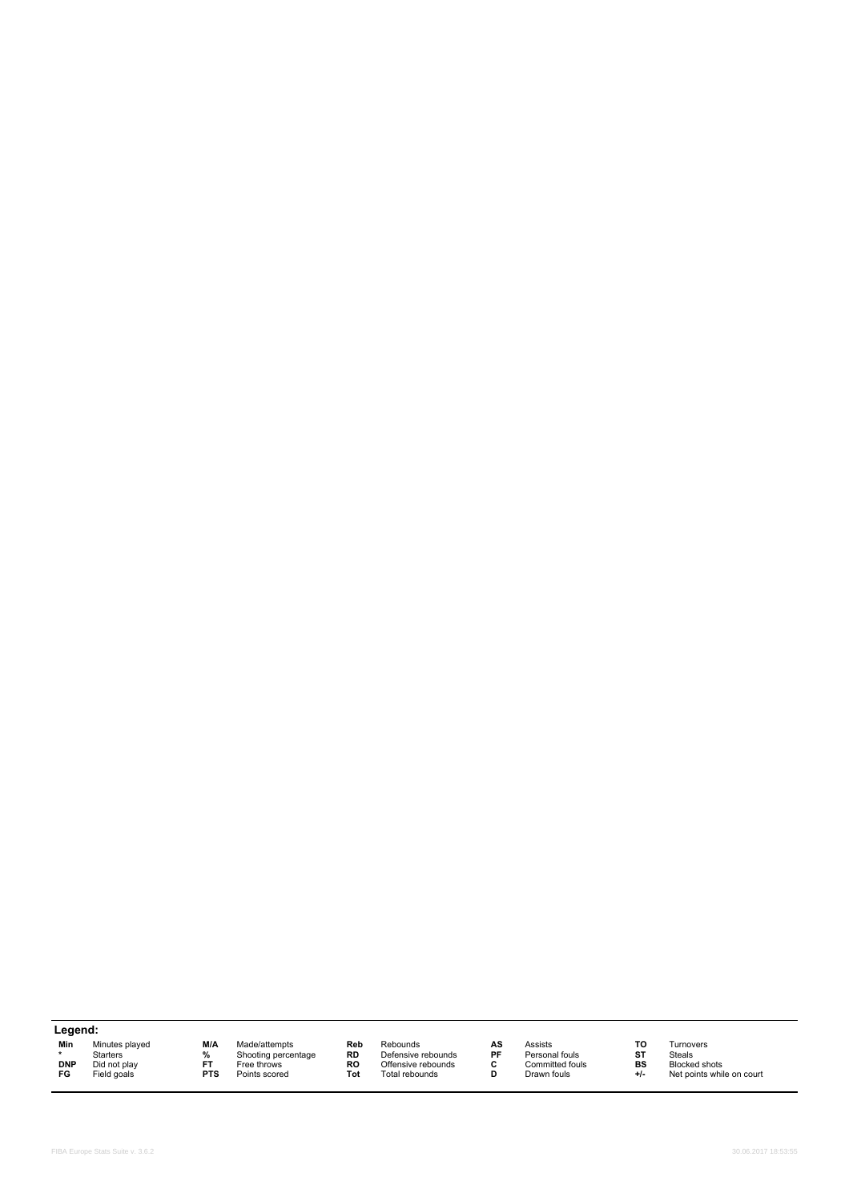**Legend:**

| | | | | | | | | | |
|---|---|---|---|---|---|---|---|---|---|
| **Min** | Minutes played | **M/A** | Made/attempts | **Reb** | Rebounds | **AS** | Assists | **TO** | Turnovers |
| * | Starters | **%** | Shooting percentage | **RD** | Defensive rebounds | **PF** | Personal fouls | **ST** | Steals |
| **DNP** | Did not play | **FT** | Free throws | **RO** | Offensive rebounds | **C** | Committed fouls | **BS** | Blocked shots |
| **FG** | Field goals | **PTS** | Points scored | **Tot** | Total rebounds | **D** | Drawn fouls | **+/-** | Net points while on court |

FIBA Europe Stats Suite v. 3.6.2

30.06.2017 18:53:55